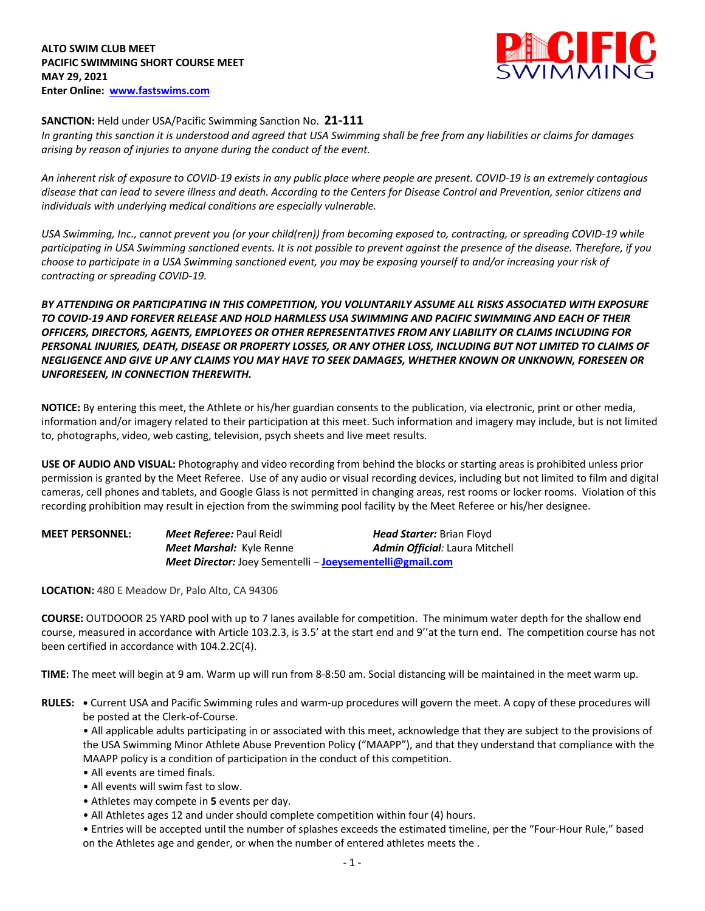**ALTO SWIM CLUB MEET**
**PACIFIC SWIMMING SHORT COURSE MEET**
**MAY 29, 2021**
**Enter Online: [www.fastswims.com](http://www.fastswims.com)**

**SANCTION:** Held under USA/Pacific Swimming Sanction No. **21-111**
*In granting this sanction it is understood and agreed that USA Swimming shall be free from any liabilities or claims for damages arising by reason of injuries to anyone during the conduct of the event.*

*An inherent risk of exposure to COVID-19 exists in any public place where people are present. COVID-19 is an extremely contagious disease that can lead to severe illness and death. According to the Centers for Disease Control and Prevention, senior citizens and individuals with underlying medical conditions are especially vulnerable.*

*USA Swimming, Inc., cannot prevent you (or your child(ren)) from becoming exposed to, contracting, or spreading COVID-19 while participating in USA Swimming sanctioned events. It is not possible to prevent against the presence of the disease. Therefore, if you choose to participate in a USA Swimming sanctioned event, you may be exposing yourself to and/or increasing your risk of contracting or spreading COVID-19.*

***BY ATTENDING OR PARTICIPATING IN THIS COMPETITION, YOU VOLUNTARILY ASSUME ALL RISKS ASSOCIATED WITH EXPOSURE TO COVID-19 AND FOREVER RELEASE AND HOLD HARMLESS USA SWIMMING AND PACIFIC SWIMMING AND EACH OF THEIR OFFICERS, DIRECTORS, AGENTS, EMPLOYEES OR OTHER REPRESENTATIVES FROM ANY LIABILITY OR CLAIMS INCLUDING FOR PERSONAL INJURIES, DEATH, DISEASE OR PROPERTY LOSSES, OR ANY OTHER LOSS, INCLUDING BUT NOT LIMITED TO CLAIMS OF NEGLIGENCE AND GIVE UP ANY CLAIMS YOU MAY HAVE TO SEEK DAMAGES, WHETHER KNOWN OR UNKNOWN, FORESEEN OR UNFORESEEN, IN CONNECTION THEREWITH.***

**NOTICE:** By entering this meet, the Athlete or his/her guardian consents to the publication, via electronic, print or other media, information and/or imagery related to their participation at this meet. Such information and imagery may include, but is not limited to, photographs, video, web casting, television, psych sheets and live meet results.

**USE OF AUDIO AND VISUAL:** Photography and video recording from behind the blocks or starting areas is prohibited unless prior permission is granted by the Meet Referee. Use of any audio or visual recording devices, including but not limited to film and digital cameras, cell phones and tablets, and Google Glass is not permitted in changing areas, rest rooms or locker rooms. Violation of this recording prohibition may result in ejection from the swimming pool facility by the Meet Referee or his/her designee.

**MEET PERSONNEL:**
***Meet Referee:*** Paul Reidl — ***Head Starter:*** Brian Floyd
***Meet Marshal:*** Kyle Renne — ***Admin Official:*** Laura Mitchell
***Meet Director:*** Joey Sementelli – **[Joeysementelli@gmail.com](mailto:Joeysementelli@gmail.com)**

**LOCATION:** 480 E Meadow Dr, Palo Alto, CA 94306

**COURSE:** OUTDOOOR 25 YARD pool with up to 7 lanes available for competition. The minimum water depth for the shallow end course, measured in accordance with Article 103.2.3, is 3.5' at the start end and 9''at the turn end. The competition course has not been certified in accordance with 104.2.2C(4).

**TIME:** The meet will begin at 9 am. Warm up will run from 8-8:50 am. Social distancing will be maintained in the meet warm up.

**RULES:**
- Current USA and Pacific Swimming rules and warm-up procedures will govern the meet. A copy of these procedures will be posted at the Clerk-of-Course.
- All applicable adults participating in or associated with this meet, acknowledge that they are subject to the provisions of the USA Swimming Minor Athlete Abuse Prevention Policy ("MAAPP"), and that they understand that compliance with the MAAPP policy is a condition of participation in the conduct of this competition.
- All events are timed finals.
- All events will swim fast to slow.
- Athletes may compete in **5** events per day.
- All Athletes ages 12 and under should complete competition within four (4) hours.
- Entries will be accepted until the number of splashes exceeds the estimated timeline, per the "Four-Hour Rule," based on the Athletes age and gender, or when the number of entered athletes meets the .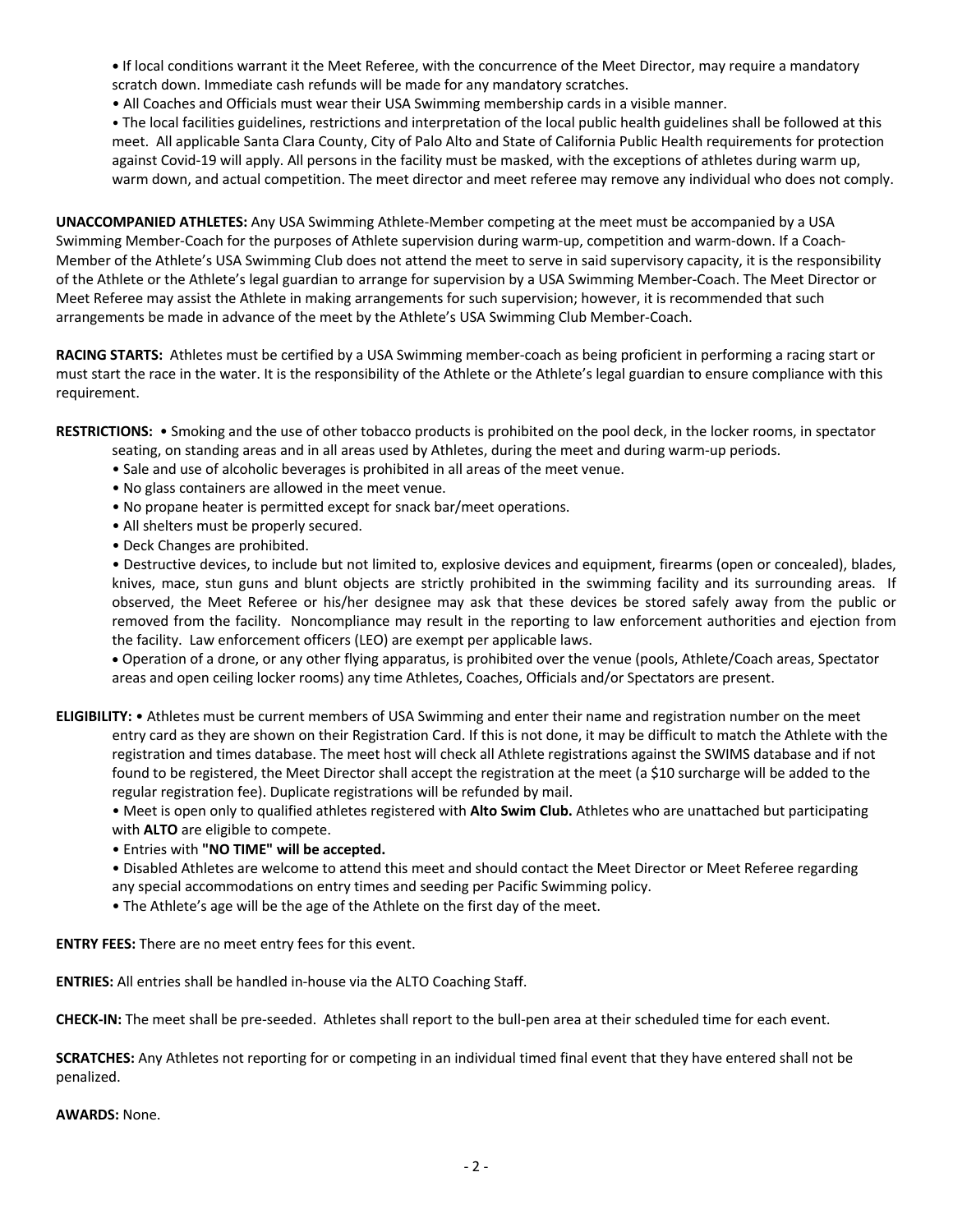• If local conditions warrant it the Meet Referee, with the concurrence of the Meet Director, may require a mandatory scratch down. Immediate cash refunds will be made for any mandatory scratches.
• All Coaches and Officials must wear their USA Swimming membership cards in a visible manner.
• The local facilities guidelines, restrictions and interpretation of the local public health guidelines shall be followed at this meet. All applicable Santa Clara County, City of Palo Alto and State of California Public Health requirements for protection against Covid-19 will apply. All persons in the facility must be masked, with the exceptions of athletes during warm up, warm down, and actual competition. The meet director and meet referee may remove any individual who does not comply.

**UNACCOMPANIED ATHLETES:** Any USA Swimming Athlete-Member competing at the meet must be accompanied by a USA Swimming Member-Coach for the purposes of Athlete supervision during warm-up, competition and warm-down. If a Coach-Member of the Athlete's USA Swimming Club does not attend the meet to serve in said supervisory capacity, it is the responsibility of the Athlete or the Athlete's legal guardian to arrange for supervision by a USA Swimming Member-Coach. The Meet Director or Meet Referee may assist the Athlete in making arrangements for such supervision; however, it is recommended that such arrangements be made in advance of the meet by the Athlete's USA Swimming Club Member-Coach.

**RACING STARTS:** Athletes must be certified by a USA Swimming member-coach as being proficient in performing a racing start or must start the race in the water. It is the responsibility of the Athlete or the Athlete's legal guardian to ensure compliance with this requirement.

**RESTRICTIONS:** • Smoking and the use of other tobacco products is prohibited on the pool deck, in the locker rooms, in spectator seating, on standing areas and in all areas used by Athletes, during the meet and during warm-up periods.
• Sale and use of alcoholic beverages is prohibited in all areas of the meet venue.
• No glass containers are allowed in the meet venue.
• No propane heater is permitted except for snack bar/meet operations.
• All shelters must be properly secured.
• Deck Changes are prohibited.
• Destructive devices, to include but not limited to, explosive devices and equipment, firearms (open or concealed), blades, knives, mace, stun guns and blunt objects are strictly prohibited in the swimming facility and its surrounding areas. If observed, the Meet Referee or his/her designee may ask that these devices be stored safely away from the public or removed from the facility. Noncompliance may result in the reporting to law enforcement authorities and ejection from the facility. Law enforcement officers (LEO) are exempt per applicable laws.
• Operation of a drone, or any other flying apparatus, is prohibited over the venue (pools, Athlete/Coach areas, Spectator areas and open ceiling locker rooms) any time Athletes, Coaches, Officials and/or Spectators are present.

**ELIGIBILITY:** • Athletes must be current members of USA Swimming and enter their name and registration number on the meet entry card as they are shown on their Registration Card. If this is not done, it may be difficult to match the Athlete with the registration and times database. The meet host will check all Athlete registrations against the SWIMS database and if not found to be registered, the Meet Director shall accept the registration at the meet (a $10 surcharge will be added to the regular registration fee). Duplicate registrations will be refunded by mail.
• Meet is open only to qualified athletes registered with **Alto Swim Club.** Athletes who are unattached but participating with **ALTO** are eligible to compete.
• Entries with **"NO TIME" will be accepted.**
• Disabled Athletes are welcome to attend this meet and should contact the Meet Director or Meet Referee regarding any special accommodations on entry times and seeding per Pacific Swimming policy.
• The Athlete's age will be the age of the Athlete on the first day of the meet.

**ENTRY FEES:** There are no meet entry fees for this event.

**ENTRIES:** All entries shall be handled in-house via the ALTO Coaching Staff.

**CHECK-IN:** The meet shall be pre-seeded. Athletes shall report to the bull-pen area at their scheduled time for each event.

**SCRATCHES:** Any Athletes not reporting for or competing in an individual timed final event that they have entered shall not be penalized.

**AWARDS:** None.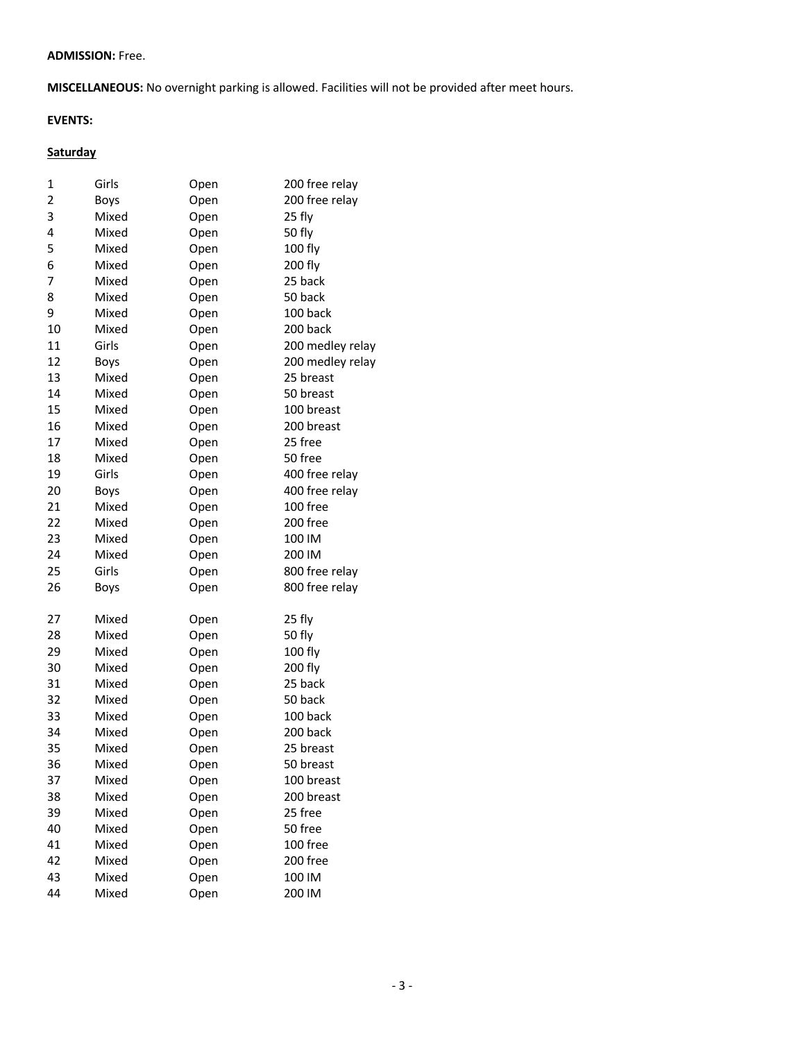**ADMISSION:** Free.

**MISCELLANEOUS:** No overnight parking is allowed. Facilities will not be provided after meet hours.

**EVENTS:**

**<u>Saturday</u>**

| | | | |
|---|---|---|---|
| 1 | Girls | Open | 200 free relay |
| 2 | Boys | Open | 200 free relay |
| 3 | Mixed | Open | 25 fly |
| 4 | Mixed | Open | 50 fly |
| 5 | Mixed | Open | 100 fly |
| 6 | Mixed | Open | 200 fly |
| 7 | Mixed | Open | 25 back |
| 8 | Mixed | Open | 50 back |
| 9 | Mixed | Open | 100 back |
| 10 | Mixed | Open | 200 back |
| 11 | Girls | Open | 200 medley relay |
| 12 | Boys | Open | 200 medley relay |
| 13 | Mixed | Open | 25 breast |
| 14 | Mixed | Open | 50 breast |
| 15 | Mixed | Open | 100 breast |
| 16 | Mixed | Open | 200 breast |
| 17 | Mixed | Open | 25 free |
| 18 | Mixed | Open | 50 free |
| 19 | Girls | Open | 400 free relay |
| 20 | Boys | Open | 400 free relay |
| 21 | Mixed | Open | 100 free |
| 22 | Mixed | Open | 200 free |
| 23 | Mixed | Open | 100 IM |
| 24 | Mixed | Open | 200 IM |
| 25 | Girls | Open | 800 free relay |
| 26 | Boys | Open | 800 free relay |

| | | | |
|---|---|---|---|
| 27 | Mixed | Open | 25 fly |
| 28 | Mixed | Open | 50 fly |
| 29 | Mixed | Open | 100 fly |
| 30 | Mixed | Open | 200 fly |
| 31 | Mixed | Open | 25 back |
| 32 | Mixed | Open | 50 back |
| 33 | Mixed | Open | 100 back |
| 34 | Mixed | Open | 200 back |
| 35 | Mixed | Open | 25 breast |
| 36 | Mixed | Open | 50 breast |
| 37 | Mixed | Open | 100 breast |
| 38 | Mixed | Open | 200 breast |
| 39 | Mixed | Open | 25 free |
| 40 | Mixed | Open | 50 free |
| 41 | Mixed | Open | 100 free |
| 42 | Mixed | Open | 200 free |
| 43 | Mixed | Open | 100 IM |
| 44 | Mixed | Open | 200 IM |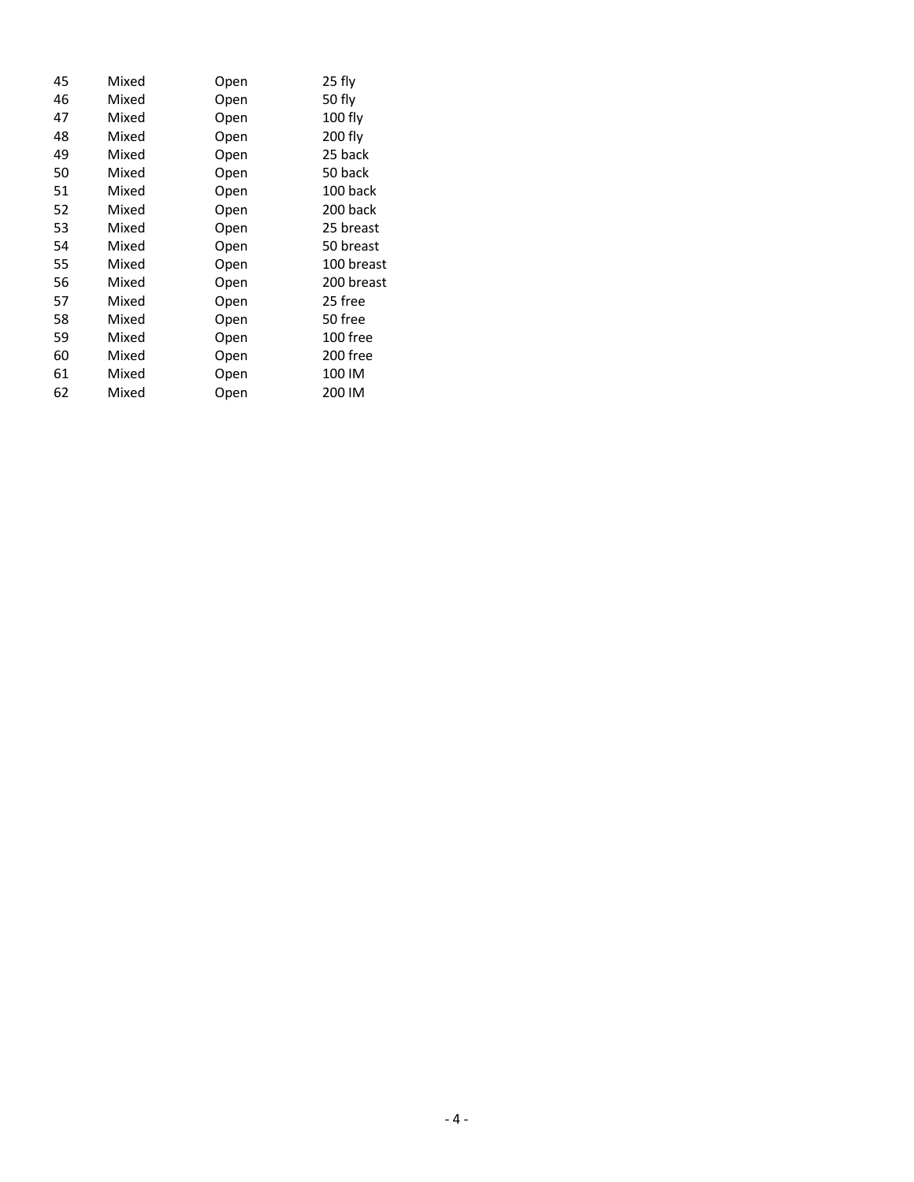| | | | |
|---|---|---|---|
| 45 | Mixed | Open | 25 fly |
| 46 | Mixed | Open | 50 fly |
| 47 | Mixed | Open | 100 fly |
| 48 | Mixed | Open | 200 fly |
| 49 | Mixed | Open | 25 back |
| 50 | Mixed | Open | 50 back |
| 51 | Mixed | Open | 100 back |
| 52 | Mixed | Open | 200 back |
| 53 | Mixed | Open | 25 breast |
| 54 | Mixed | Open | 50 breast |
| 55 | Mixed | Open | 100 breast |
| 56 | Mixed | Open | 200 breast |
| 57 | Mixed | Open | 25 free |
| 58 | Mixed | Open | 50 free |
| 59 | Mixed | Open | 100 free |
| 60 | Mixed | Open | 200 free |
| 61 | Mixed | Open | 100 IM |
| 62 | Mixed | Open | 200 IM |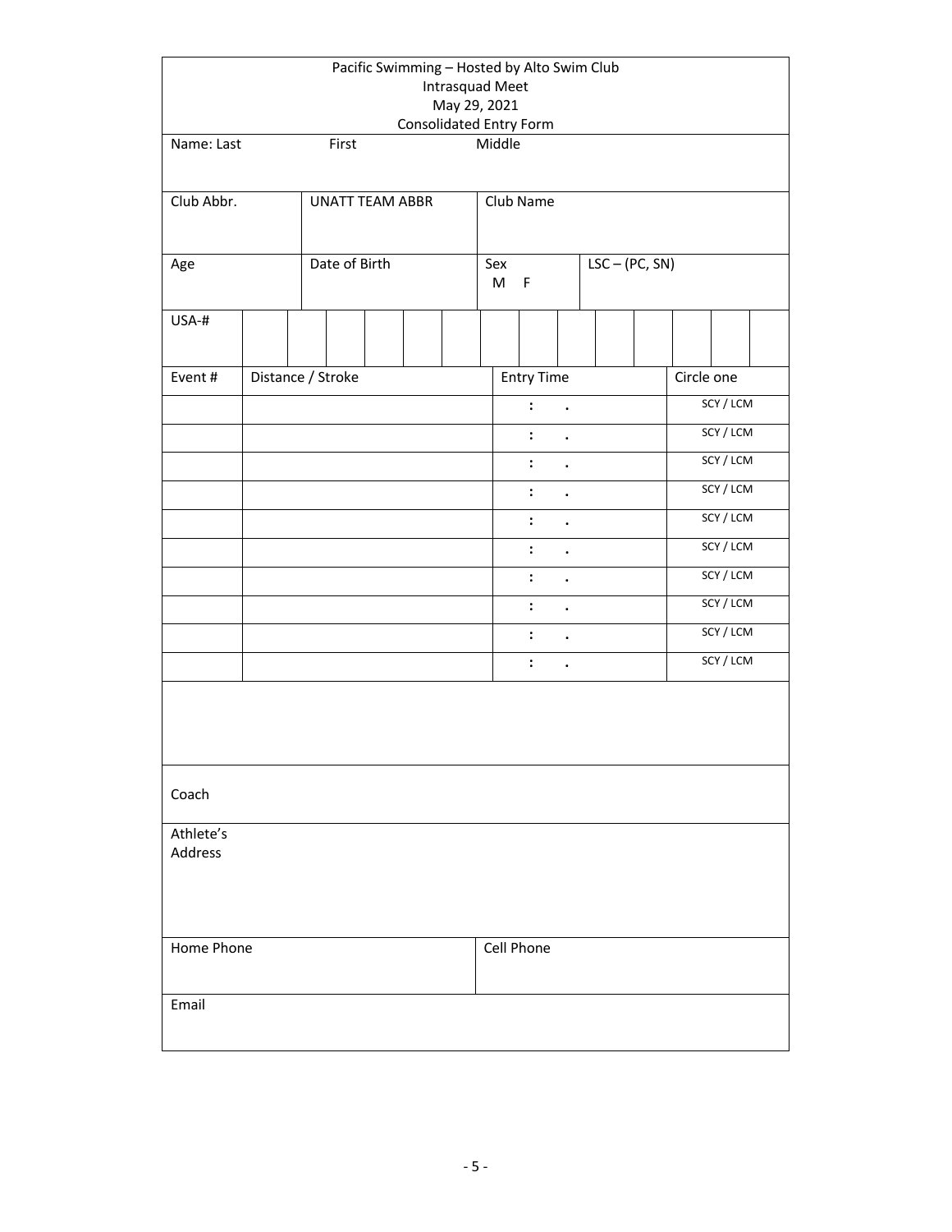Pacific Swimming – Hosted by Alto Swim Club
Intrasquad Meet
May 29, 2021
Consolidated Entry Form

| | | | | | | | | | | | | | | |
|---|---|---|---|---|---|---|---|---|---|---|---|---|---|---|
| Name: Last | | | First | | | | | Middle | | | | | | |
| Club Abbr. | | UNATT TEAM ABBR | | | | | | Club Name | | | | | | |
| Age | | Date of Birth | | | | | | Sex<br>M F | | | LSC – (PC, SN) | | | |
| USA-# | | | | | | | | | | | | | | |

| Event # | Distance / Stroke | Entry Time | Circle one |
|---|---|---|---|
| | | : . | SCY / LCM |
| | | : . | SCY / LCM |
| | | : . | SCY / LCM |
| | | : . | SCY / LCM |
| | | : . | SCY / LCM |
| | | : . | SCY / LCM |
| | | : . | SCY / LCM |
| | | : . | SCY / LCM |
| | | : . | SCY / LCM |
| | | : . | SCY / LCM |

| | |
|---|---|
| Coach | |
| Athlete's Address | |
| Home Phone | Cell Phone |
| Email | |